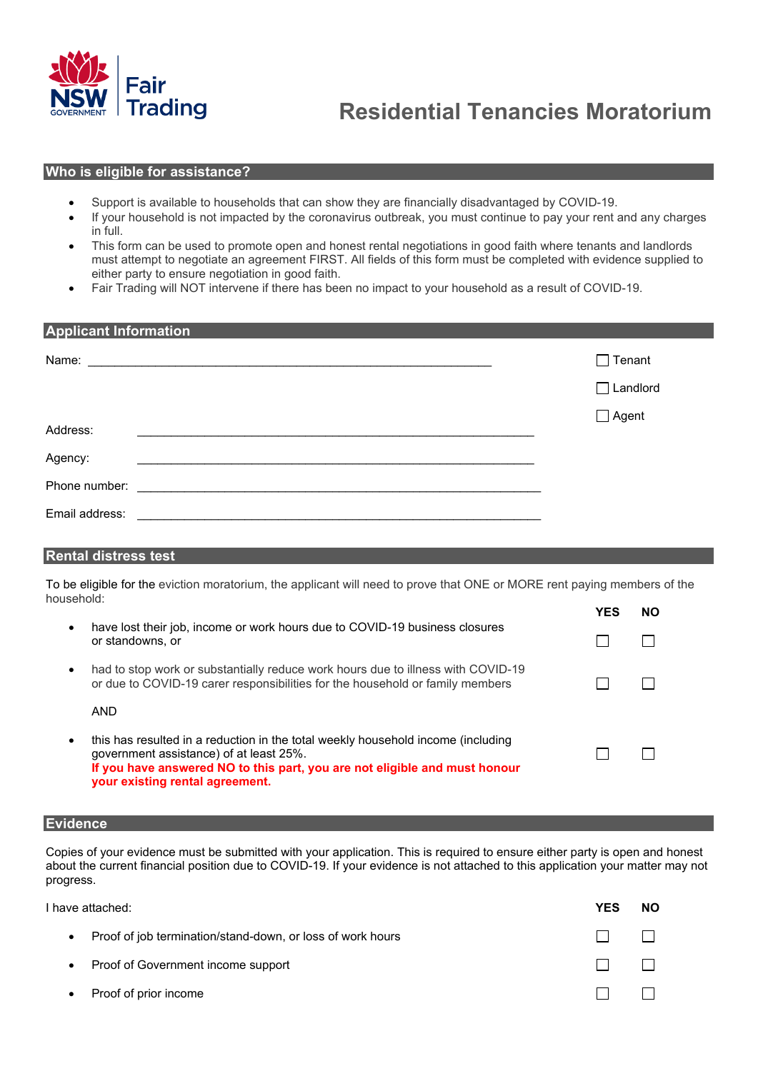NSW GOVERNMENT | Fair Trading

# Residential Tenancies Moratorium

## Who is eligible for assistance?

- Support is available to households that can show they are financially disadvantaged by COVID-19.
- If your household is not impacted by the coronavirus outbreak, you must continue to pay your rent and any charges in full.
- This form can be used to promote open and honest rental negotiations in good faith where tenants and landlords must attempt to negotiate an agreement FIRST. All fields of this form must be completed with evidence supplied to either party to ensure negotiation in good faith.
- Fair Trading will NOT intervene if there has been no impact to your household as a result of COVID-19.

## Applicant Information

Name: ____________________________________________________________

☐ Tenant

☐ Landlord

☐ Agent

Address: ____________________________________________________________

Agency: ____________________________________________________________

Phone number: ____________________________________________________________

Email address: ____________________________________________________________

## Rental distress test

To be eligible for the eviction moratorium, the applicant will need to prove that ONE or MORE rent paying members of the household:

| | YES | NO |
|---|---|---|
| • have lost their job, income or work hours due to COVID-19 business closures or standowns, or | ☐ | ☐ |
| • had to stop work or substantially reduce work hours due to illness with COVID-19 or due to COVID-19 carer responsibilities for the household or family members | ☐ | ☐ |
| AND | | |
| • this has resulted in a reduction in the total weekly household income (including government assistance) of at least 25%. **If you have answered NO to this part, you are not eligible and must honour your existing rental agreement.** | ☐ | ☐ |

## Evidence

Copies of your evidence must be submitted with your application. This is required to ensure either party is open and honest about the current financial position due to COVID-19. If your evidence is not attached to this application your matter may not progress.

| I have attached: | YES | NO |
|---|---|---|
| • Proof of job termination/stand-down, or loss of work hours | ☐ | ☐ |
| • Proof of Government income support | ☐ | ☐ |
| • Proof of prior income | ☐ | ☐ |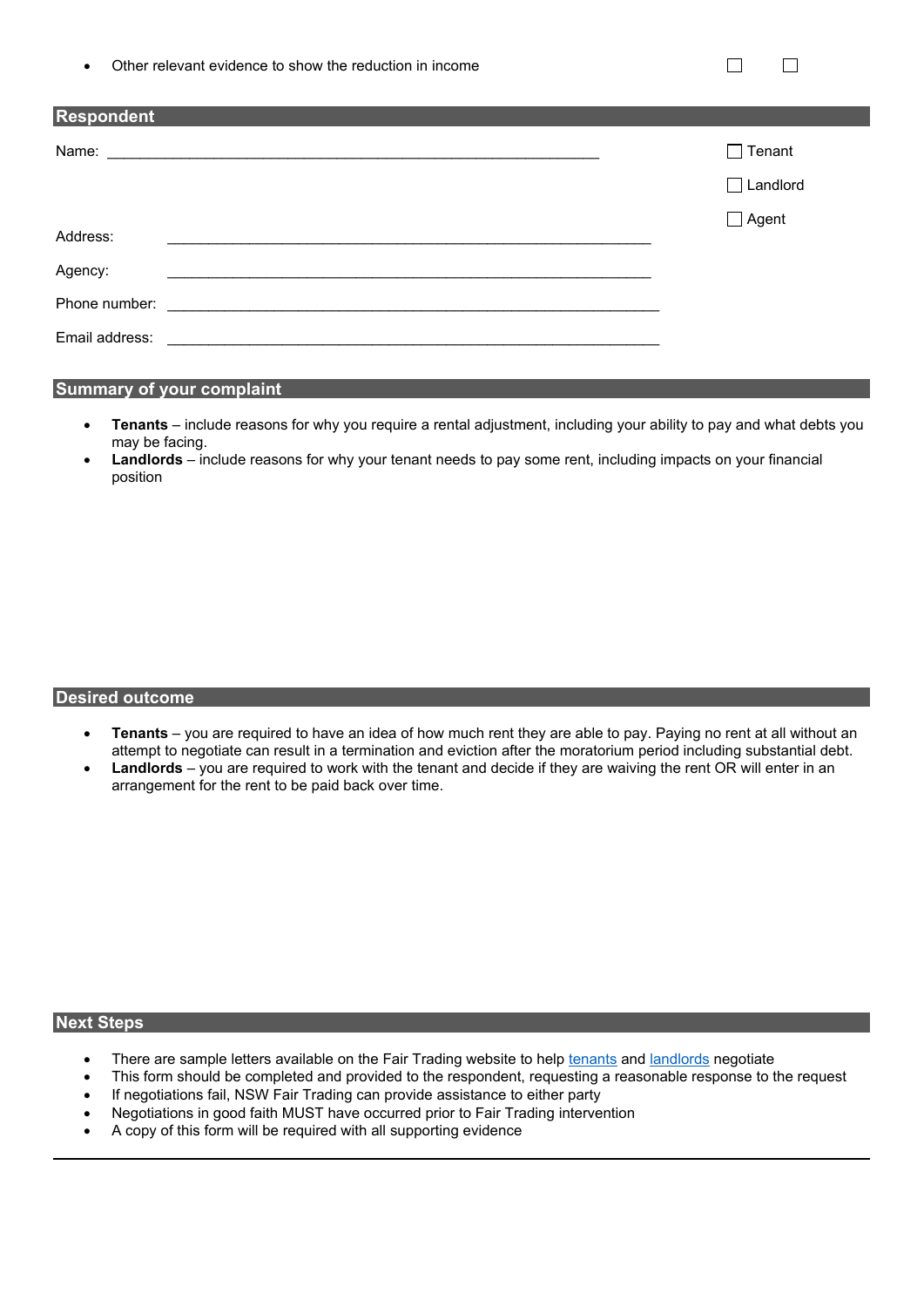- Other relevant evidence to show the reduction in income ☐ ☐

## Respondent

Name: ______________________________________________ ☐ Tenant

☐ Landlord

☐ Agent

Address: ______________________________________________

Agency: ______________________________________________

Phone number: ______________________________________________

Email address: ______________________________________________

## Summary of your complaint

- **Tenants** – include reasons for why you require a rental adjustment, including your ability to pay and what debts you may be facing.
- **Landlords** – include reasons for why your tenant needs to pay some rent, including impacts on your financial position

## Desired outcome

- **Tenants** – you are required to have an idea of how much rent they are able to pay. Paying no rent at all without an attempt to negotiate can result in a termination and eviction after the moratorium period including substantial debt.
- **Landlords** – you are required to work with the tenant and decide if they are waiving the rent OR will enter in an arrangement for the rent to be paid back over time.

## Next Steps

- There are sample letters available on the Fair Trading website to help tenants and landlords negotiate
- This form should be completed and provided to the respondent, requesting a reasonable response to the request
- If negotiations fail, NSW Fair Trading can provide assistance to either party
- Negotiations in good faith MUST have occurred prior to Fair Trading intervention
- A copy of this form will be required with all supporting evidence